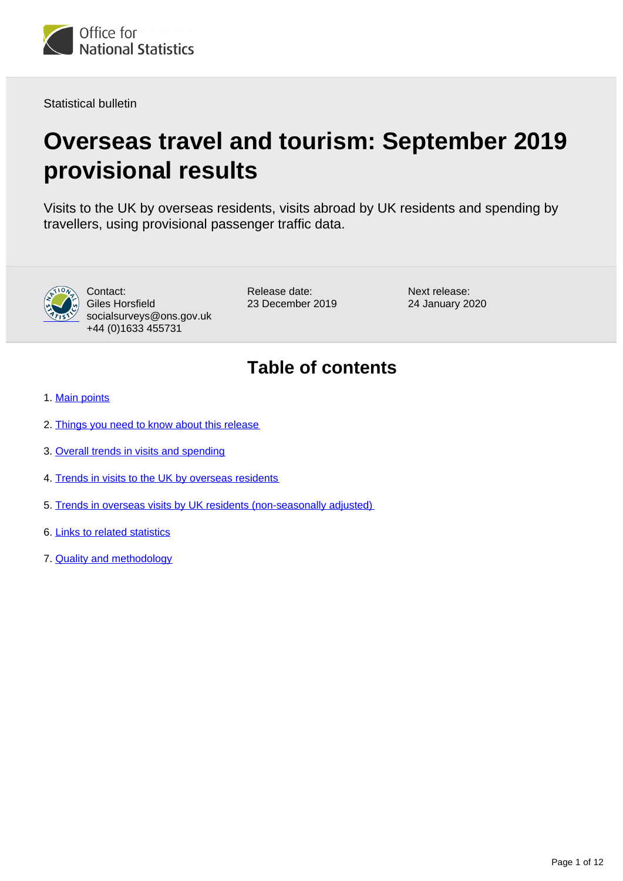Office for National Statistics

Statistical bulletin

# Overseas travel and tourism: September 2019 provisional results

Visits to the UK by overseas residents, visits abroad by UK residents and spending by travellers, using provisional passenger traffic data.

Contact:
Giles Horsfield
socialsurveys@ons.gov.uk
+44 (0)1633 455731

Release date:
23 December 2019

Next release:
24 January 2020

## Table of contents

1. Main points
2. Things you need to know about this release
3. Overall trends in visits and spending
4. Trends in visits to the UK by overseas residents
5. Trends in overseas visits by UK residents (non-seasonally adjusted)
6. Links to related statistics
7. Quality and methodology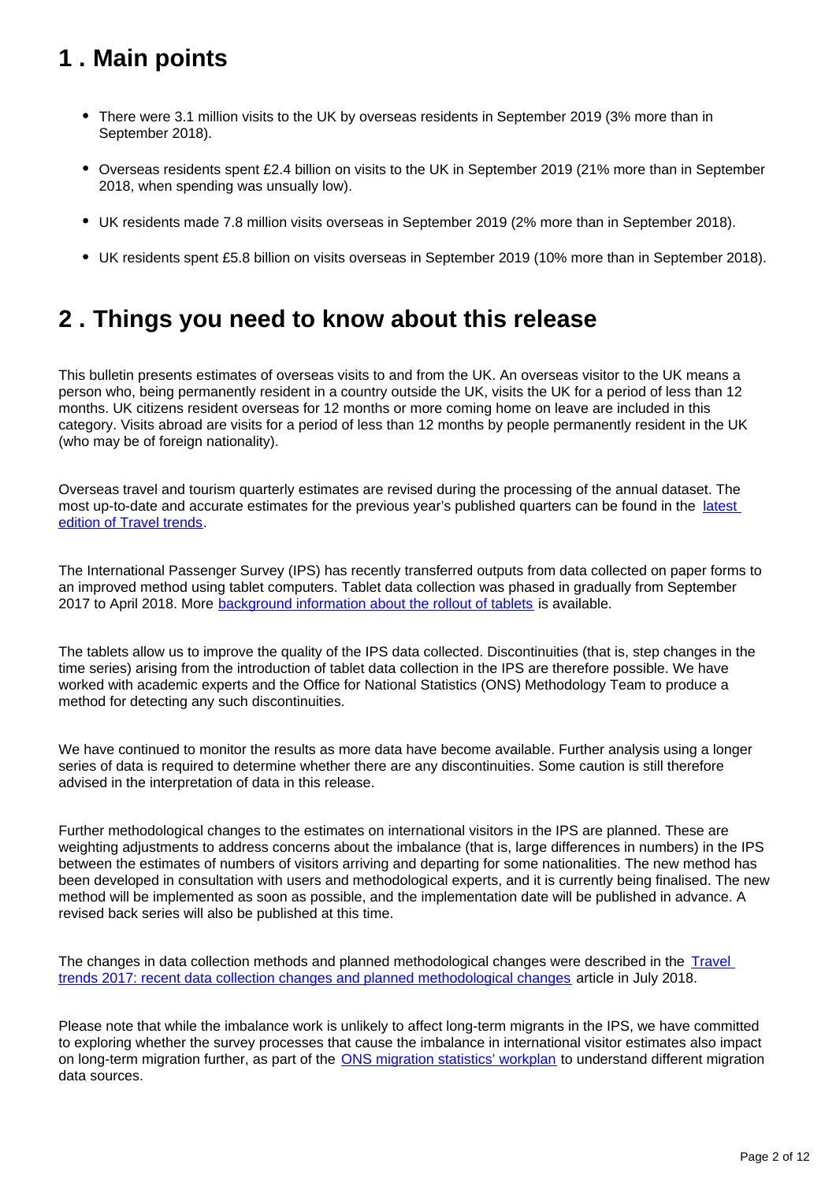## 1 . Main points

- There were 3.1 million visits to the UK by overseas residents in September 2019 (3% more than in September 2018).
- Overseas residents spent £2.4 billion on visits to the UK in September 2019 (21% more than in September 2018, when spending was unusually low).
- UK residents made 7.8 million visits overseas in September 2019 (2% more than in September 2018).
- UK residents spent £5.8 billion on visits overseas in September 2019 (10% more than in September 2018).

## 2 . Things you need to know about this release

This bulletin presents estimates of overseas visits to and from the UK. An overseas visitor to the UK means a person who, being permanently resident in a country outside the UK, visits the UK for a period of less than 12 months. UK citizens resident overseas for 12 months or more coming home on leave are included in this category. Visits abroad are visits for a period of less than 12 months by people permanently resident in the UK (who may be of foreign nationality).

Overseas travel and tourism quarterly estimates are revised during the processing of the annual dataset. The most up-to-date and accurate estimates for the previous year's published quarters can be found in the latest edition of Travel trends.

The International Passenger Survey (IPS) has recently transferred outputs from data collected on paper forms to an improved method using tablet computers. Tablet data collection was phased in gradually from September 2017 to April 2018. More background information about the rollout of tablets is available.

The tablets allow us to improve the quality of the IPS data collected. Discontinuities (that is, step changes in the time series) arising from the introduction of tablet data collection in the IPS are therefore possible. We have worked with academic experts and the Office for National Statistics (ONS) Methodology Team to produce a method for detecting any such discontinuities.

We have continued to monitor the results as more data have become available. Further analysis using a longer series of data is required to determine whether there are any discontinuities. Some caution is still therefore advised in the interpretation of data in this release.

Further methodological changes to the estimates on international visitors in the IPS are planned. These are weighting adjustments to address concerns about the imbalance (that is, large differences in numbers) in the IPS between the estimates of numbers of visitors arriving and departing for some nationalities. The new method has been developed in consultation with users and methodological experts, and it is currently being finalised. The new method will be implemented as soon as possible, and the implementation date will be published in advance. A revised back series will also be published at this time.

The changes in data collection methods and planned methodological changes were described in the Travel trends 2017: recent data collection changes and planned methodological changes article in July 2018.

Please note that while the imbalance work is unlikely to affect long-term migrants in the IPS, we have committed to exploring whether the survey processes that cause the imbalance in international visitor estimates also impact on long-term migration further, as part of the ONS migration statistics' workplan to understand different migration data sources.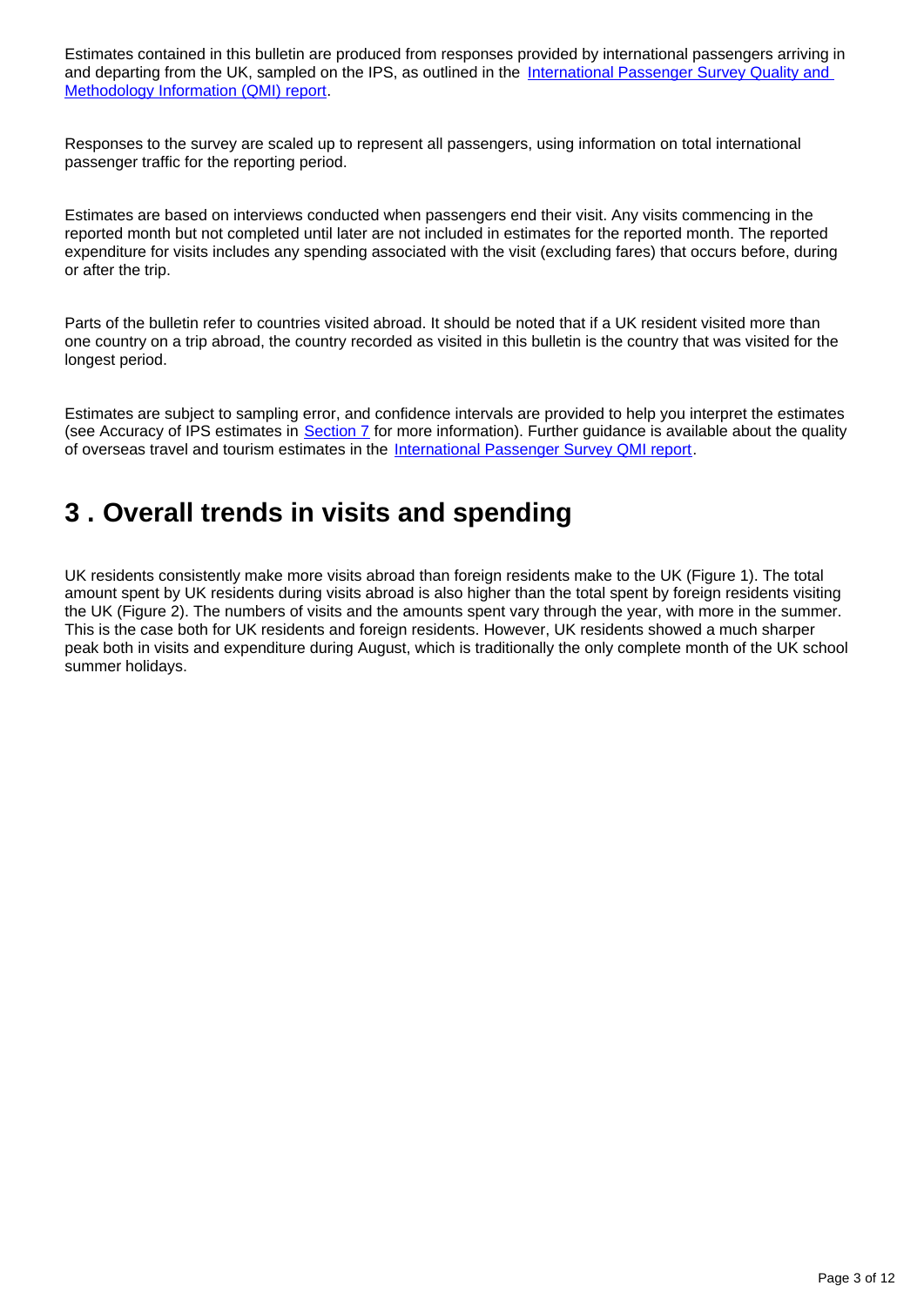Estimates contained in this bulletin are produced from responses provided by international passengers arriving in and departing from the UK, sampled on the IPS, as outlined in the [International Passenger Survey Quality and Methodology Information (QMI) report](#).

Responses to the survey are scaled up to represent all passengers, using information on total international passenger traffic for the reporting period.

Estimates are based on interviews conducted when passengers end their visit. Any visits commencing in the reported month but not completed until later are not included in estimates for the reported month. The reported expenditure for visits includes any spending associated with the visit (excluding fares) that occurs before, during or after the trip.

Parts of the bulletin refer to countries visited abroad. It should be noted that if a UK resident visited more than one country on a trip abroad, the country recorded as visited in this bulletin is the country that was visited for the longest period.

Estimates are subject to sampling error, and confidence intervals are provided to help you interpret the estimates (see Accuracy of IPS estimates in [Section 7](#) for more information). Further guidance is available about the quality of overseas travel and tourism estimates in the [International Passenger Survey QMI report](#).

## 3 . Overall trends in visits and spending

UK residents consistently make more visits abroad than foreign residents make to the UK (Figure 1). The total amount spent by UK residents during visits abroad is also higher than the total spent by foreign residents visiting the UK (Figure 2). The numbers of visits and the amounts spent vary through the year, with more in the summer. This is the case both for UK residents and foreign residents. However, UK residents showed a much sharper peak both in visits and expenditure during August, which is traditionally the only complete month of the UK school summer holidays.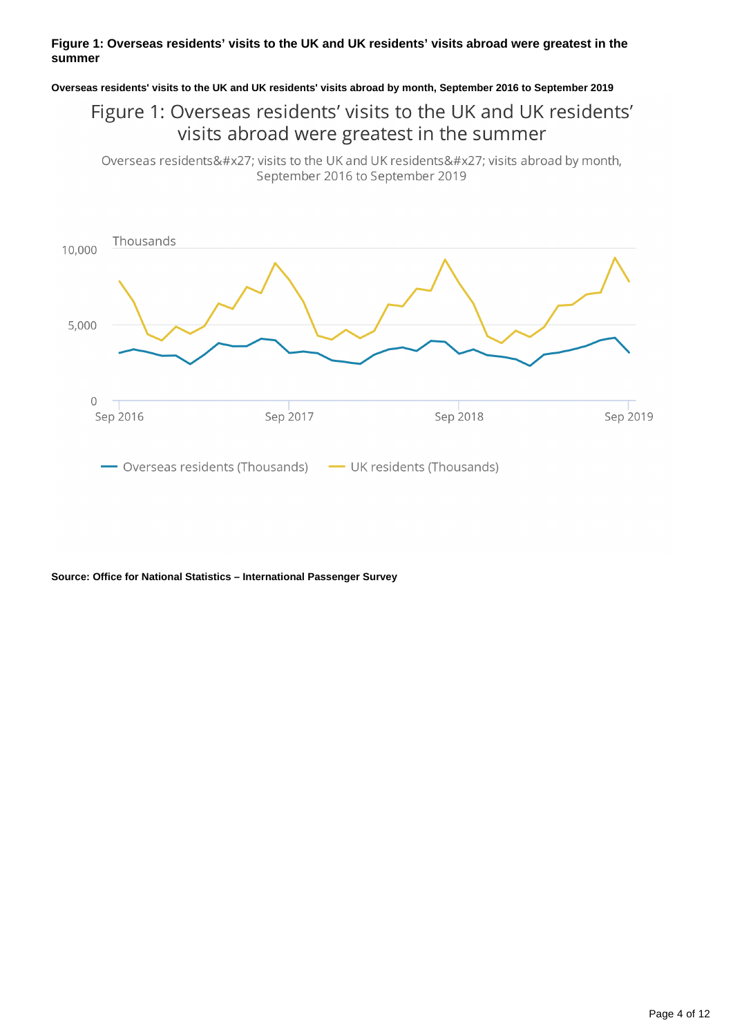**Figure 1: Overseas residents' visits to the UK and UK residents' visits abroad were greatest in the summer**

**Overseas residents' visits to the UK and UK residents' visits abroad by month, September 2016 to September 2019**

Figure 1: Overseas residents' visits to the UK and UK residents' visits abroad were greatest in the summer

Overseas residents&#x27; visits to the UK and UK residents&#x27; visits abroad by month, September 2016 to September 2019

Thousands

10,000

5,000

0

Sep 2016 Sep 2017 Sep 2018 Sep 2019

Overseas residents (Thousands) UK residents (Thousands)

**Source: Office for National Statistics – International Passenger Survey**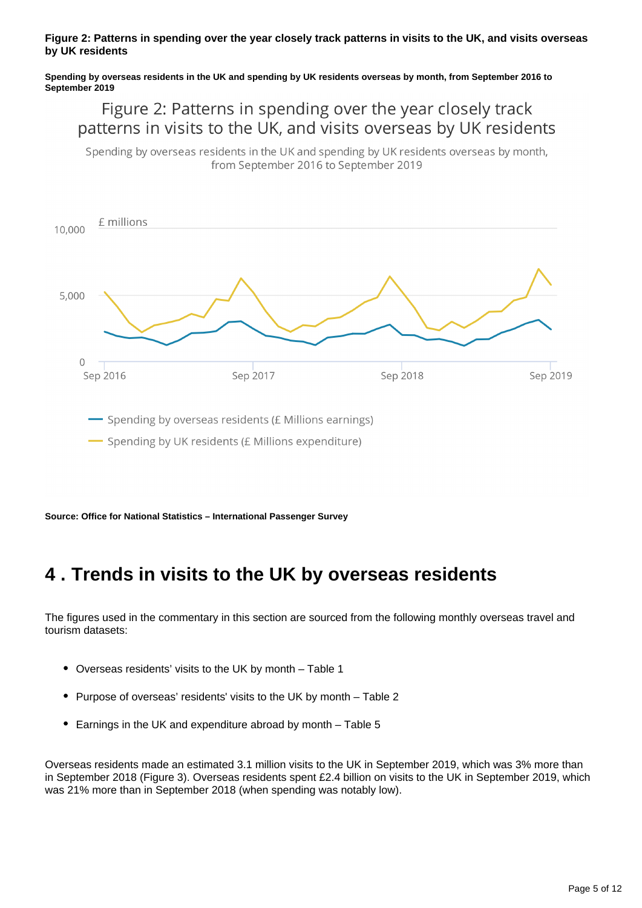**Figure 2: Patterns in spending over the year closely track patterns in visits to the UK, and visits overseas by UK residents**

**Spending by overseas residents in the UK and spending by UK residents overseas by month, from September 2016 to September 2019**

Figure 2: Patterns in spending over the year closely track patterns in visits to the UK, and visits overseas by UK residents

Spending by overseas residents in the UK and spending by UK residents overseas by month, from September 2016 to September 2019

£ millions

10,000

5,000

0

Sep 2016 Sep 2017 Sep 2018 Sep 2019

Spending by overseas residents (£ Millions earnings)

Spending by UK residents (£ Millions expenditure)

**Source: Office for National Statistics – International Passenger Survey**

## 4 . Trends in visits to the UK by overseas residents

The figures used in the commentary in this section are sourced from the following monthly overseas travel and tourism datasets:

- Overseas residents' visits to the UK by month – Table 1
- Purpose of overseas' residents' visits to the UK by month – Table 2
- Earnings in the UK and expenditure abroad by month – Table 5

Overseas residents made an estimated 3.1 million visits to the UK in September 2019, which was 3% more than in September 2018 (Figure 3). Overseas residents spent £2.4 billion on visits to the UK in September 2019, which was 21% more than in September 2018 (when spending was notably low).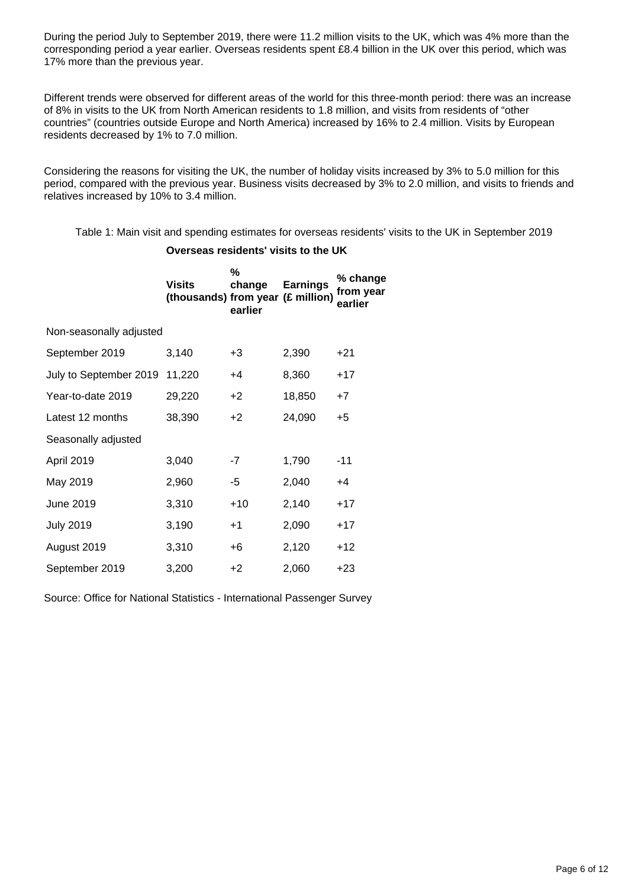During the period July to September 2019, there were 11.2 million visits to the UK, which was 4% more than the corresponding period a year earlier. Overseas residents spent £8.4 billion in the UK over this period, which was 17% more than the previous year.

Different trends were observed for different areas of the world for this three-month period: there was an increase of 8% in visits to the UK from North American residents to 1.8 million, and visits from residents of "other countries" (countries outside Europe and North America) increased by 16% to 2.4 million. Visits by European residents decreased by 1% to 7.0 million.

Considering the reasons for visiting the UK, the number of holiday visits increased by 3% to 5.0 million for this period, compared with the previous year. Business visits decreased by 3% to 2.0 million, and visits to friends and relatives increased by 10% to 3.4 million.

Table 1: Main visit and spending estimates for overseas residents' visits to the UK in September 2019

| | **Overseas residents' visits to the UK** | | | |
|---|---|---|---|---|
| | **Visits (thousands)** | **% change from year earlier** | **Earnings (£ million)** | **% change from year earlier** |
| Non-seasonally adjusted | | | | |
| September 2019 | 3,140 | +3 | 2,390 | +21 |
| July to September 2019 | 11,220 | +4 | 8,360 | +17 |
| Year-to-date 2019 | 29,220 | +2 | 18,850 | +7 |
| Latest 12 months | 38,390 | +2 | 24,090 | +5 |
| Seasonally adjusted | | | | |
| April 2019 | 3,040 | -7 | 1,790 | -11 |
| May 2019 | 2,960 | -5 | 2,040 | +4 |
| June 2019 | 3,310 | +10 | 2,140 | +17 |
| July 2019 | 3,190 | +1 | 2,090 | +17 |
| August 2019 | 3,310 | +6 | 2,120 | +12 |
| September 2019 | 3,200 | +2 | 2,060 | +23 |

Source: Office for National Statistics - International Passenger Survey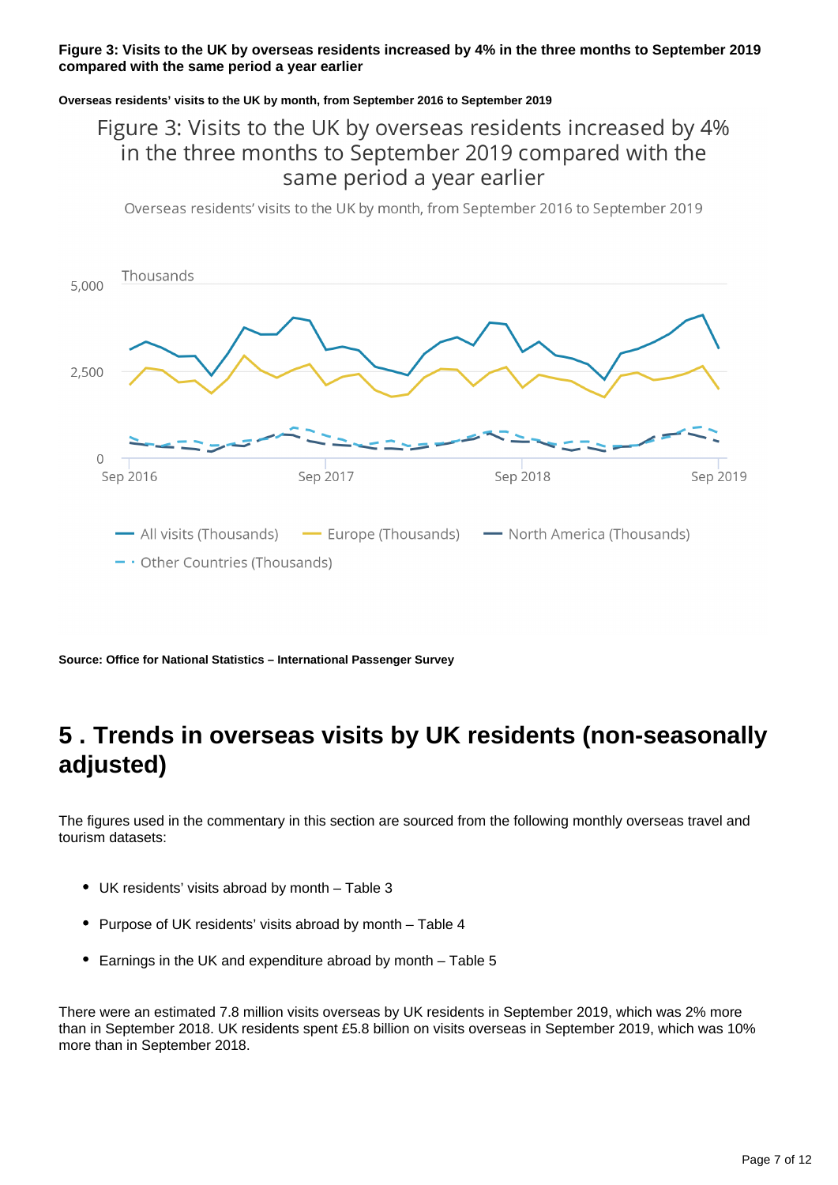**Figure 3: Visits to the UK by overseas residents increased by 4% in the three months to September 2019 compared with the same period a year earlier**

**Overseas residents' visits to the UK by month, from September 2016 to September 2019**

Figure 3: Visits to the UK by overseas residents increased by 4% in the three months to September 2019 compared with the same period a year earlier

Overseas residents' visits to the UK by month, from September 2016 to September 2019

Thousands

5,000

2,500

0

Sep 2016 Sep 2017 Sep 2018 Sep 2019

All visits (Thousands) Europe (Thousands) North America (Thousands) Other Countries (Thousands)

**Source: Office for National Statistics – International Passenger Survey**

# 5 . Trends in overseas visits by UK residents (non-seasonally adjusted)

The figures used in the commentary in this section are sourced from the following monthly overseas travel and tourism datasets:

- UK residents' visits abroad by month – Table 3
- Purpose of UK residents' visits abroad by month – Table 4
- Earnings in the UK and expenditure abroad by month – Table 5

There were an estimated 7.8 million visits overseas by UK residents in September 2019, which was 2% more than in September 2018. UK residents spent £5.8 billion on visits overseas in September 2019, which was 10% more than in September 2018.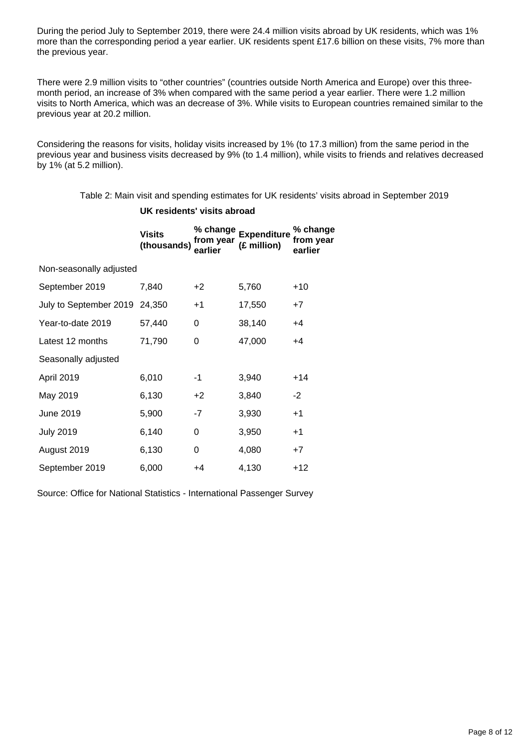During the period July to September 2019, there were 24.4 million visits abroad by UK residents, which was 1% more than the corresponding period a year earlier. UK residents spent £17.6 billion on these visits, 7% more than the previous year.

There were 2.9 million visits to "other countries" (countries outside North America and Europe) over this three-month period, an increase of 3% when compared with the same period a year earlier. There were 1.2 million visits to North America, which was an decrease of 3%. While visits to European countries remained similar to the previous year at 20.2 million.

Considering the reasons for visits, holiday visits increased by 1% (to 17.3 million) from the same period in the previous year and business visits decreased by 9% (to 1.4 million), while visits to friends and relatives decreased by 1% (at 5.2 million).

Table 2: Main visit and spending estimates for UK residents' visits abroad in September 2019

| | **UK residents' visits abroad** | | | |
|---|---|---|---|---|
| | **Visits (thousands)** | **% change from year earlier** | **Expenditure (£ million)** | **% change from year earlier** |
| Non-seasonally adjusted | | | | |
| September 2019 | 7,840 | +2 | 5,760 | +10 |
| July to September 2019 | 24,350 | +1 | 17,550 | +7 |
| Year-to-date 2019 | 57,440 | 0 | 38,140 | +4 |
| Latest 12 months | 71,790 | 0 | 47,000 | +4 |
| Seasonally adjusted | | | | |
| April 2019 | 6,010 | -1 | 3,940 | +14 |
| May 2019 | 6,130 | +2 | 3,840 | -2 |
| June 2019 | 5,900 | -7 | 3,930 | +1 |
| July 2019 | 6,140 | 0 | 3,950 | +1 |
| August 2019 | 6,130 | 0 | 4,080 | +7 |
| September 2019 | 6,000 | +4 | 4,130 | +12 |

Source: Office for National Statistics - International Passenger Survey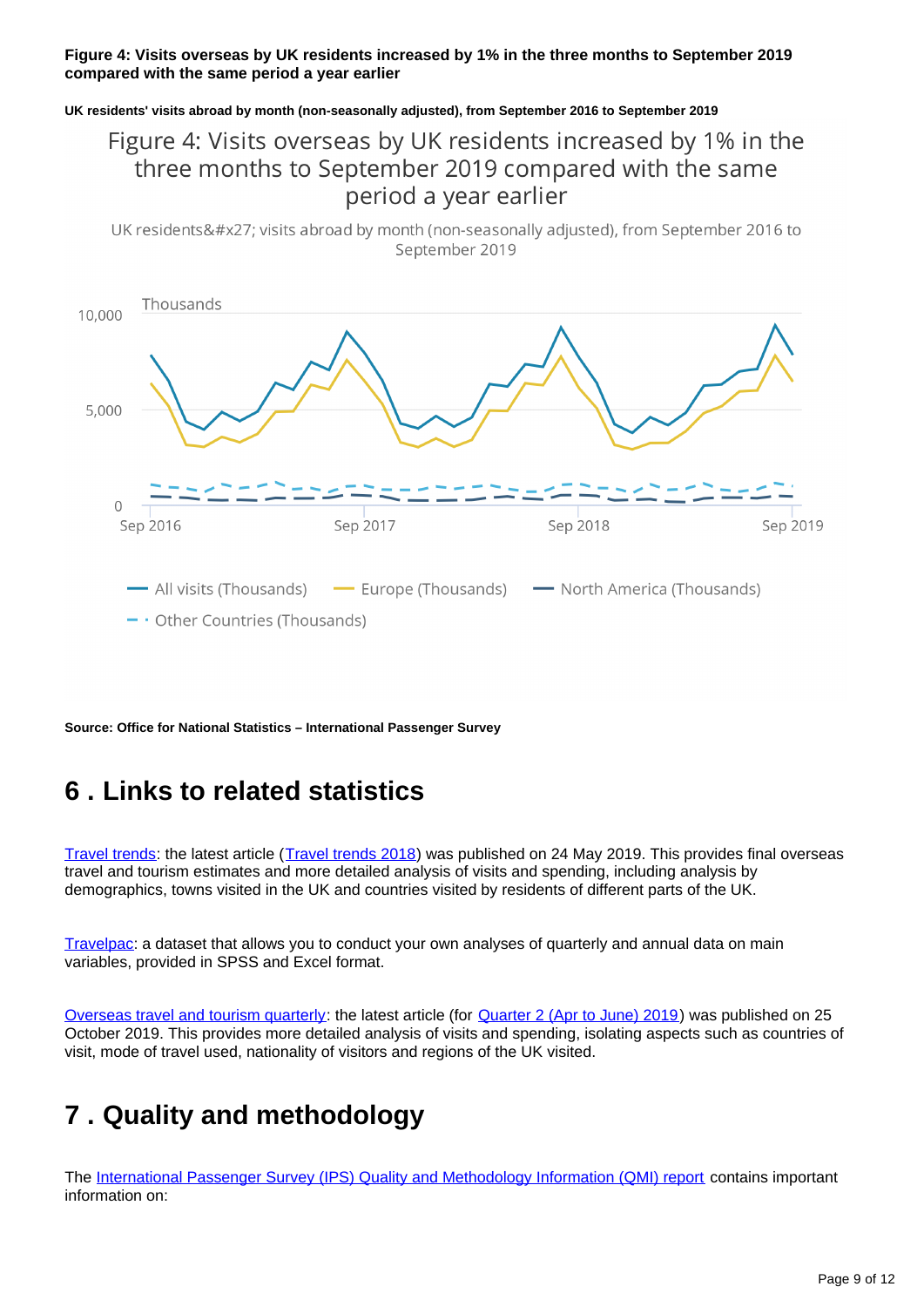**Figure 4: Visits overseas by UK residents increased by 1% in the three months to September 2019 compared with the same period a year earlier**

**UK residents' visits abroad by month (non-seasonally adjusted), from September 2016 to September 2019**

**Source: Office for National Statistics – International Passenger Survey**

# 6 . Links to related statistics

[Travel trends](): the latest article ([Travel trends 2018]()) was published on 24 May 2019. This provides final overseas travel and tourism estimates and more detailed analysis of visits and spending, including analysis by demographics, towns visited in the UK and countries visited by residents of different parts of the UK.

[Travelpac](): a dataset that allows you to conduct your own analyses of quarterly and annual data on main variables, provided in SPSS and Excel format.

[Overseas travel and tourism quarterly](): the latest article (for [Quarter 2 (Apr to June) 2019]()) was published on 25 October 2019. This provides more detailed analysis of visits and spending, isolating aspects such as countries of visit, mode of travel used, nationality of visitors and regions of the UK visited.

# 7 . Quality and methodology

The [International Passenger Survey (IPS) Quality and Methodology Information (QMI) report]() contains important information on: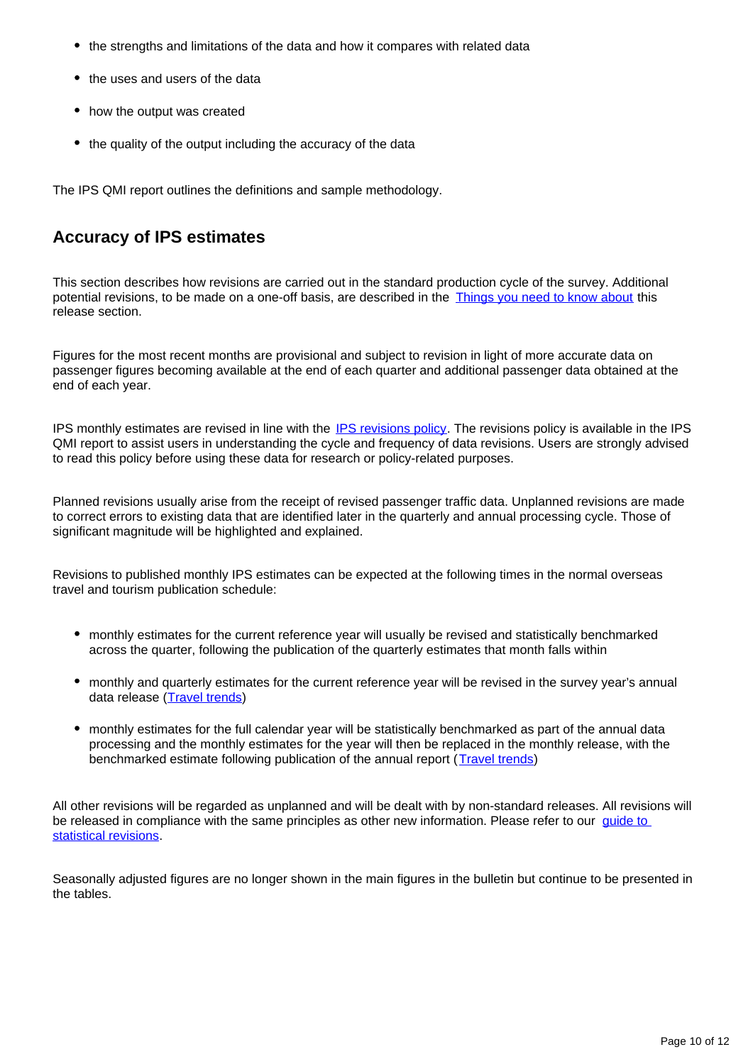- the strengths and limitations of the data and how it compares with related data
- the uses and users of the data
- how the output was created
- the quality of the output including the accuracy of the data

The IPS QMI report outlines the definitions and sample methodology.

## Accuracy of IPS estimates

This section describes how revisions are carried out in the standard production cycle of the survey. Additional potential revisions, to be made on a one-off basis, are described in the Things you need to know about this release section.

Figures for the most recent months are provisional and subject to revision in light of more accurate data on passenger figures becoming available at the end of each quarter and additional passenger data obtained at the end of each year.

IPS monthly estimates are revised in line with the IPS revisions policy. The revisions policy is available in the IPS QMI report to assist users in understanding the cycle and frequency of data revisions. Users are strongly advised to read this policy before using these data for research or policy-related purposes.

Planned revisions usually arise from the receipt of revised passenger traffic data. Unplanned revisions are made to correct errors to existing data that are identified later in the quarterly and annual processing cycle. Those of significant magnitude will be highlighted and explained.

Revisions to published monthly IPS estimates can be expected at the following times in the normal overseas travel and tourism publication schedule:

- monthly estimates for the current reference year will usually be revised and statistically benchmarked across the quarter, following the publication of the quarterly estimates that month falls within
- monthly and quarterly estimates for the current reference year will be revised in the survey year's annual data release (Travel trends)
- monthly estimates for the full calendar year will be statistically benchmarked as part of the annual data processing and the monthly estimates for the year will then be replaced in the monthly release, with the benchmarked estimate following publication of the annual report (Travel trends)

All other revisions will be regarded as unplanned and will be dealt with by non-standard releases. All revisions will be released in compliance with the same principles as other new information. Please refer to our guide to statistical revisions.

Seasonally adjusted figures are no longer shown in the main figures in the bulletin but continue to be presented in the tables.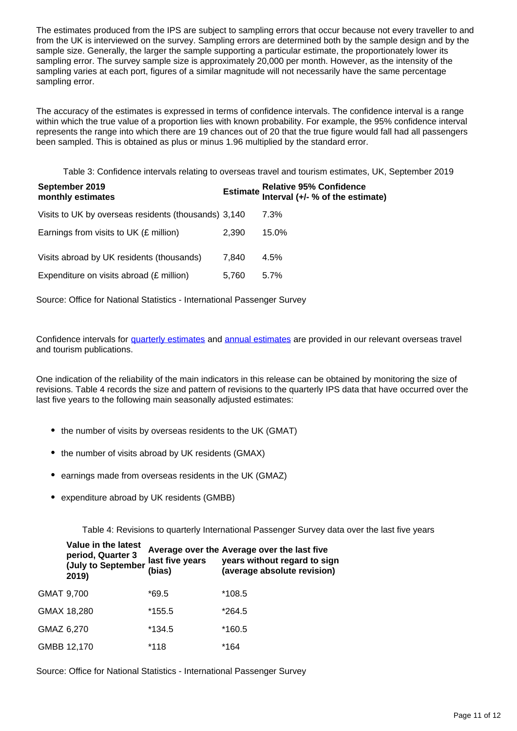The estimates produced from the IPS are subject to sampling errors that occur because not every traveller to and from the UK is interviewed on the survey. Sampling errors are determined both by the sample design and by the sample size. Generally, the larger the sample supporting a particular estimate, the proportionately lower its sampling error. The survey sample size is approximately 20,000 per month. However, as the intensity of the sampling varies at each port, figures of a similar magnitude will not necessarily have the same percentage sampling error.

The accuracy of the estimates is expressed in terms of confidence intervals. The confidence interval is a range within which the true value of a proportion lies with known probability. For example, the 95% confidence interval represents the range into which there are 19 chances out of 20 that the true figure would fall had all passengers been sampled. This is obtained as plus or minus 1.96 multiplied by the standard error.

Table 3: Confidence intervals relating to overseas travel and tourism estimates, UK, September 2019

| September 2019 monthly estimates | Estimate | Relative 95% Confidence Interval (+/- % of the estimate) |
|---|---|---|
| Visits to UK by overseas residents (thousands) | 3,140 | 7.3% |
| Earnings from visits to UK (£ million) | 2,390 | 15.0% |
| Visits abroad by UK residents (thousands) | 7,840 | 4.5% |
| Expenditure on visits abroad (£ million) | 5,760 | 5.7% |

Source: Office for National Statistics - International Passenger Survey

Confidence intervals for [quarterly estimates] and [annual estimates] are provided in our relevant overseas travel and tourism publications.

One indication of the reliability of the main indicators in this release can be obtained by monitoring the size of revisions. Table 4 records the size and pattern of revisions to the quarterly IPS data that have occurred over the last five years to the following main seasonally adjusted estimates:

- the number of visits by overseas residents to the UK (GMAT)
- the number of visits abroad by UK residents (GMAX)
- earnings made from overseas residents in the UK (GMAZ)
- expenditure abroad by UK residents (GMBB)

Table 4: Revisions to quarterly International Passenger Survey data over the last five years

| | Value in the latest period, Quarter 3 (July to September 2019) | Average over the last five years (bias) | Average over the last five years without regard to sign (average absolute revision) |
|---|---|---|---|
| GMAT | 9,700 | *69.5 | *108.5 |
| GMAX | 18,280 | *155.5 | *264.5 |
| GMAZ | 6,270 | *134.5 | *160.5 |
| GMBB | 12,170 | *118 | *164 |

Source: Office for National Statistics - International Passenger Survey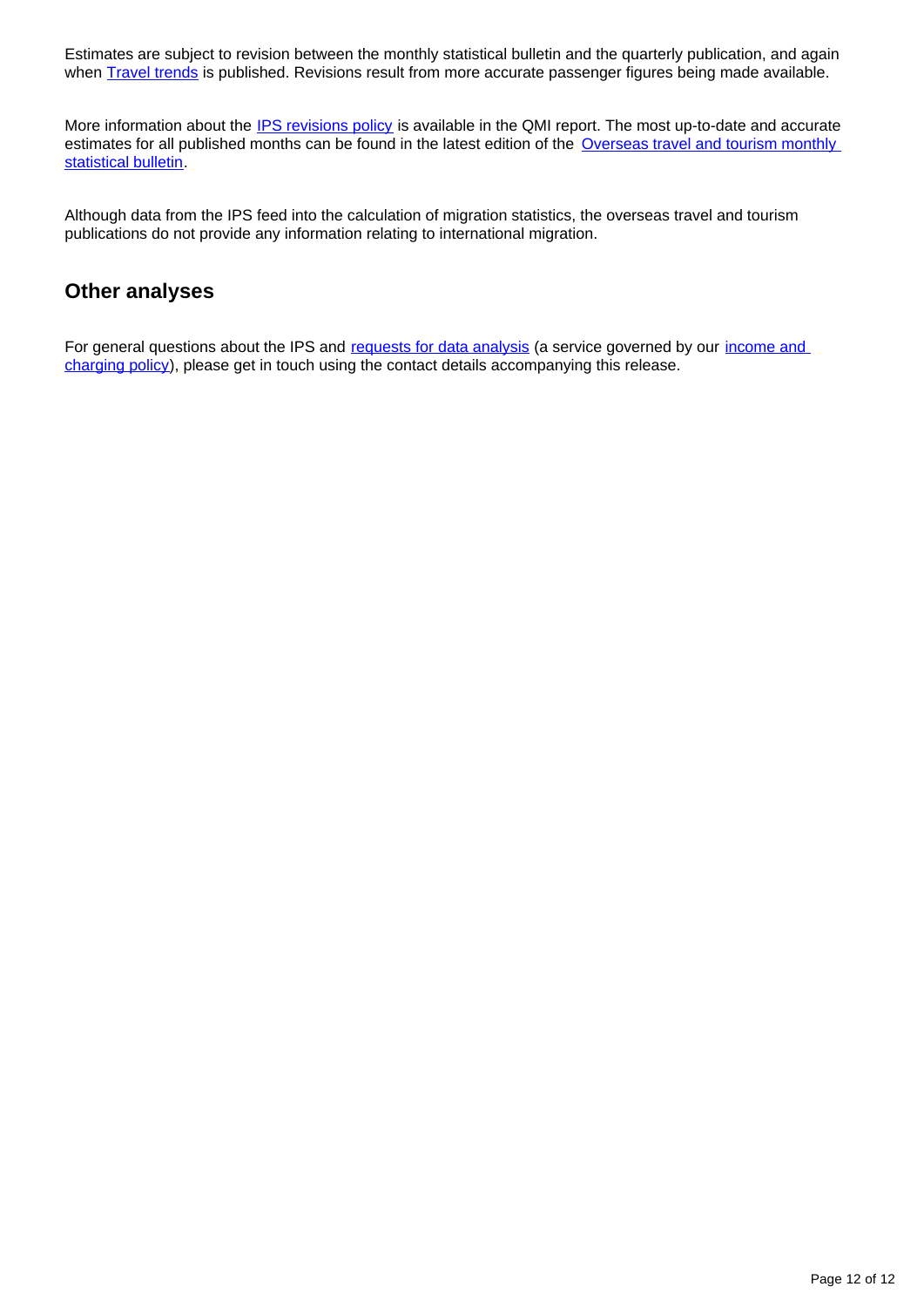Estimates are subject to revision between the monthly statistical bulletin and the quarterly publication, and again when Travel trends is published. Revisions result from more accurate passenger figures being made available.

More information about the IPS revisions policy is available in the QMI report. The most up-to-date and accurate estimates for all published months can be found in the latest edition of the Overseas travel and tourism monthly statistical bulletin.

Although data from the IPS feed into the calculation of migration statistics, the overseas travel and tourism publications do not provide any information relating to international migration.

## Other analyses

For general questions about the IPS and requests for data analysis (a service governed by our income and charging policy), please get in touch using the contact details accompanying this release.